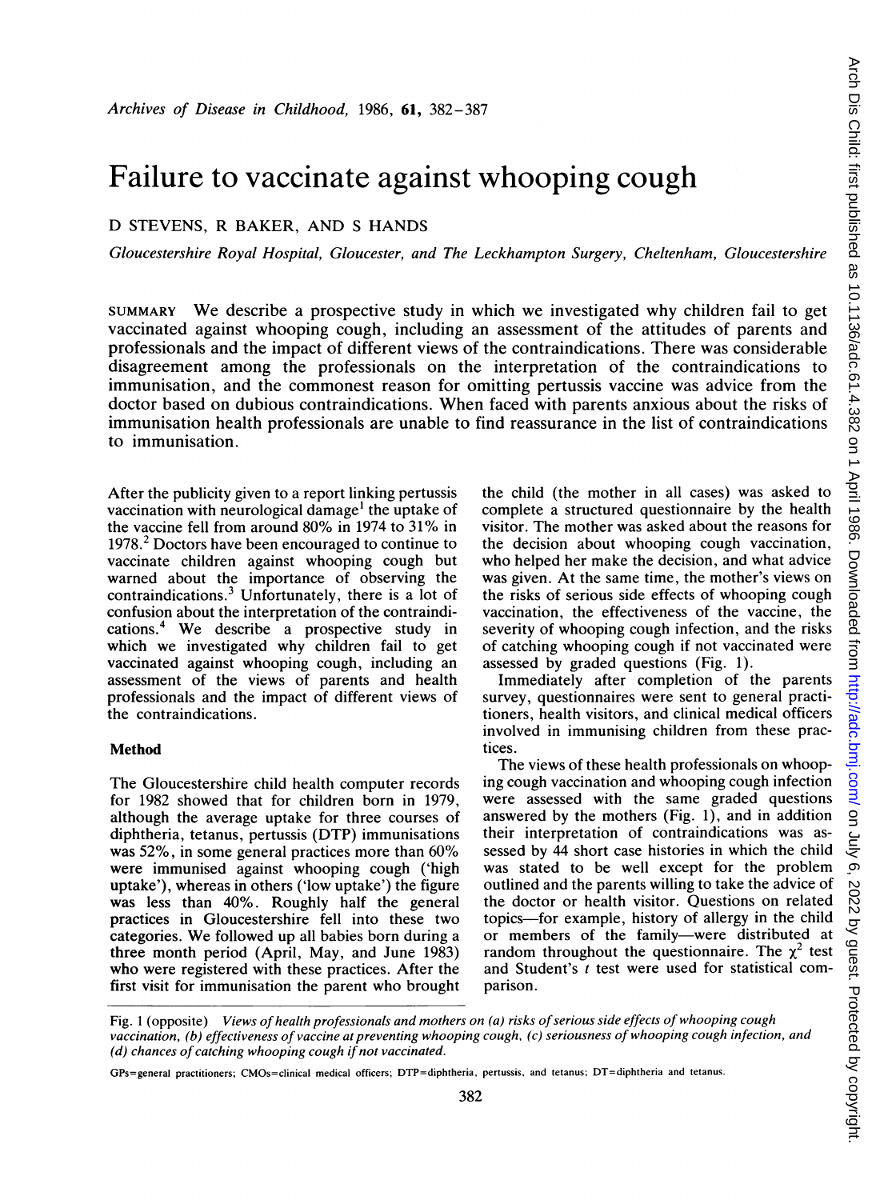*Archives of Disease in Childhood*, 1986, **61**, 382–387

# Failure to vaccinate against whooping cough

D STEVENS, R BAKER, AND S HANDS

*Gloucestershire Royal Hospital, Gloucester, and The Leckhampton Surgery, Cheltenham, Gloucestershire*

SUMMARY We describe a prospective study in which we investigated why children fail to get vaccinated against whooping cough, including an assessment of the attitudes of parents and professionals and the impact of different views of the contraindications. There was considerable disagreement among the professionals on the interpretation of the contraindications to immunisation, and the commonest reason for omitting pertussis vaccine was advice from the doctor based on dubious contraindications. When faced with parents anxious about the risks of immunisation health professionals are unable to find reassurance in the list of contraindications to immunisation.

After the publicity given to a report linking pertussis vaccination with neurological damage[1] the uptake of the vaccine fell from around 80% in 1974 to 31% in 1978.[2] Doctors have been encouraged to continue to vaccinate children against whooping cough but warned about the importance of observing the contraindications.[3] Unfortunately, there is a lot of confusion about the interpretation of the contraindications.[4] We describe a prospective study in which we investigated why children fail to get vaccinated against whooping cough, including an assessment of the views of parents and health professionals and the impact of different views of the contraindications.

## Method

The Gloucestershire child health computer records for 1982 showed that for children born in 1979, although the average uptake for three courses of diphtheria, tetanus, pertussis (DTP) immunisations was 52%, in some general practices more than 60% were immunised against whooping cough ('high uptake'), whereas in others ('low uptake') the figure was less than 40%. Roughly half the general practices in Gloucestershire fell into these two categories. We followed up all babies born during a three month period (April, May, and June 1983) who were registered with these practices. After the first visit for immunisation the parent who brought the child (the mother in all cases) was asked to complete a structured questionnaire by the health visitor. The mother was asked about the reasons for the decision about whooping cough vaccination, who helped her make the decision, and what advice was given. At the same time, the mother's views on the risks of serious side effects of whooping cough vaccination, the effectiveness of the vaccine, the severity of whooping cough infection, and the risks of catching whooping cough if not vaccinated were assessed by graded questions (Fig. 1).

Immediately after completion of the parents survey, questionnaires were sent to general practitioners, health visitors, and clinical medical officers involved in immunising children from these practices.

The views of these health professionals on whooping cough vaccination and whooping cough infection were assessed with the same graded questions answered by the mothers (Fig. 1), and in addition their interpretation of contraindications was assessed by 44 short case histories in which the child was stated to be well except for the problem outlined and the parents willing to take the advice of the doctor or health visitor. Questions on related topics—for example, history of allergy in the child or members of the family—were distributed at random throughout the questionnaire. The $\chi^2$ test and Student's $t$ test were used for statistical comparison.

Fig. 1 (opposite) *Views of health professionals and mothers on (a) risks of serious side effects of whooping cough vaccination, (b) effectiveness of vaccine at preventing whooping cough, (c) seriousness of whooping cough infection, and (d) chances of catching whooping cough if not vaccinated.*

GPs=general practitioners; CMOs=clinical medical officers; DTP=diphtheria, pertussis, and tetanus; DT=diphtheria and tetanus.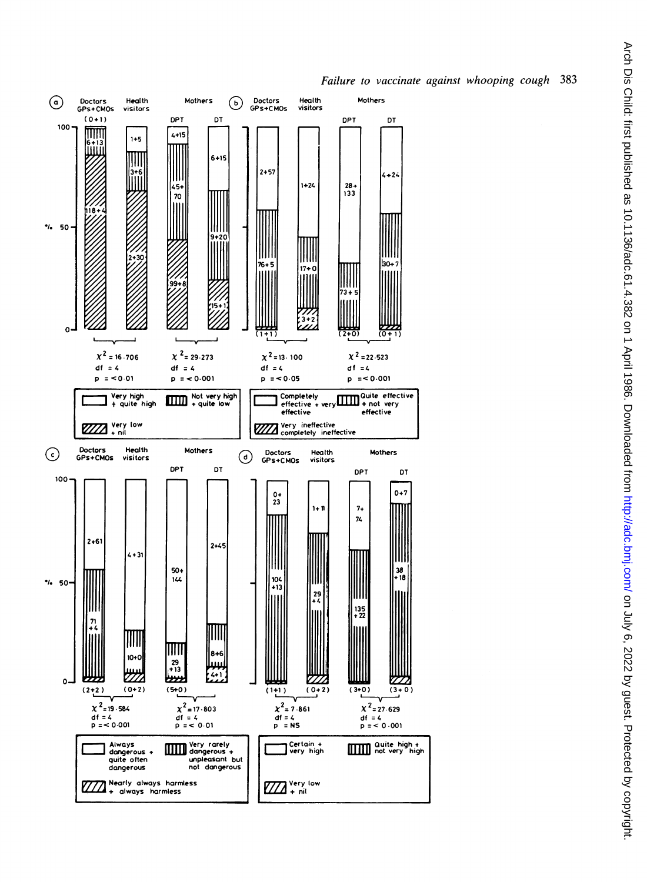**(a)**

| | Doctors GPs+CMOs | Health visitors | Mothers DPT | Mothers DT |
|---|---|---|---|---|
| Very high + quite high | (0+1) | 1+5 | 4+15 | 6+15 |
| Not very high + quite low | 6+13 | 3+6 | 45+70 | 9+20 |
| Very low + nil | 118+4 | 2+30 | 99+8 | 15+1 |

Doctors vs Health visitors: $\chi^2 = 16.706$, df = 4, $p = < 0.01$

Mothers DPT vs DT: $\chi^2 = 29.273$, df = 4, $p = < 0.001$

**(b)**

| | Doctors GPs+CMOs | Health visitors | Mothers DPT | Mothers DT |
|---|---|---|---|---|
| Completely effective + very effective | 2+57 | 1+24 | 28+133 | 4+24 |
| Quite effective + not very effective | 76+5 | 17+0 | 73+5 | 30+7 |
| Very ineffective completely ineffective | (1+1) | 3+2 | (2+0) | (0+1) |

Doctors vs Health visitors: $\chi^2 = 13.100$, df = 4, $p = < 0.05$

Mothers DPT vs DT: $\chi^2 = 22.523$, df = 4, $p = < 0.001$

**(c)**

| | Doctors GPs+CMOs | Health visitors | Mothers DPT | Mothers DT |
|---|---|---|---|---|
| Always dangerous + quite often dangerous | 2+61 | 4+31 | 50+144 | 2+45 |
| Very rarely dangerous + unpleasant but not dangerous | 71+4 | 10+0 | 29+13 | 8+6 |
| Nearly always harmless + always harmless | (2+2) | (0+2) | (5+0) | 4+1 |

Doctors vs Health visitors: $\chi^2 = 19.584$, df = 4, $p = < 0.001$

Mothers DPT vs DT: $\chi^2 = 17.803$, df = 4, $p = < 0.01$

**(d)**

| | Doctors GPs+CMOs | Health visitors | Mothers DPT | Mothers DT |
|---|---|---|---|---|
| Certain + very high | 0+23 | 1+11 | 7+74 | 0+7 |
| Quite high + not very high | 104+13 | 29+4 | 135+22 | 38+18 |
| Very low + nil | (1+1) | (0+2) | (3+0) | (3+0) |

Doctors vs Health visitors: $\chi^2 = 7.861$, df = 4, $p$ = NS

Mothers DPT vs DT: $\chi^2 = 27.629$, df = 4, $p = < 0.001$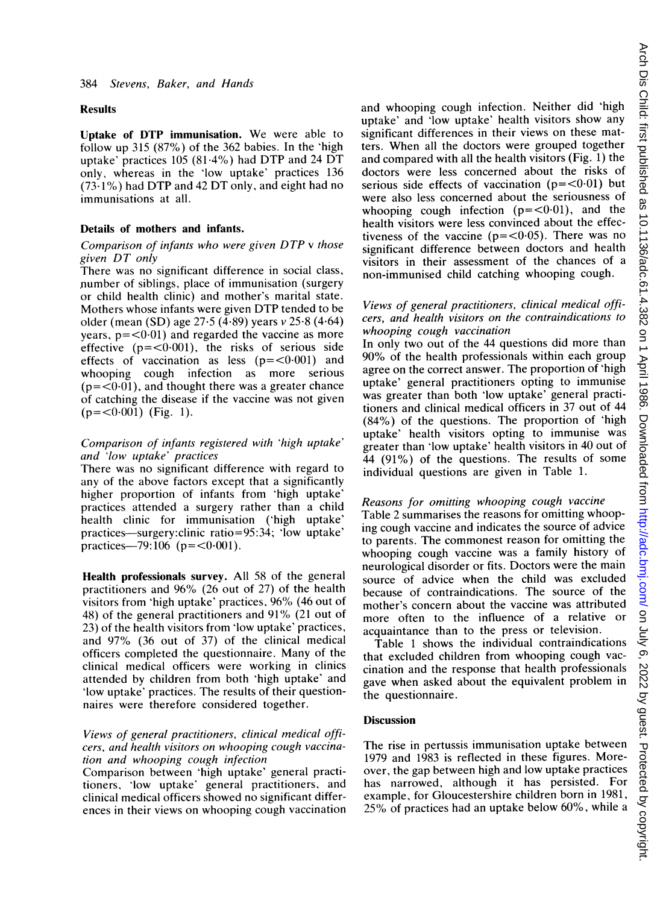## Results

**Uptake of DTP immunisation.** We were able to follow up 315 (87%) of the 362 babies. In the 'high uptake' practices 105 (81·4%) had DTP and 24 DT only, whereas in the 'low uptake' practices 136 (73·1%) had DTP and 42 DT only, and eight had no immunisations at all.

### Details of mothers and infants.

*Comparison of infants who were given DTP v those given DT only*

There was no significant difference in social class, number of siblings, place of immunisation (surgery or child health clinic) and mother's marital state. Mothers whose infants were given DTP tended to be older (mean (SD) age 27·5 (4·89) years *v* 25·8 (4·64) years, p=<0·01) and regarded the vaccine as more effective (p=<0·001), the risks of serious side effects of vaccination as less (p=<0·001) and whooping cough infection as more serious (p=<0·01), and thought there was a greater chance of catching the disease if the vaccine was not given (p=<0·001) (Fig. 1).

*Comparison of infants registered with 'high uptake' and 'low uptake' practices*

There was no significant difference with regard to any of the above factors except that a significantly higher proportion of infants from 'high uptake' practices attended a surgery rather than a child health clinic for immunisation ('high uptake' practices—surgery:clinic ratio=95:34; 'low uptake' practices—79:106 (p=<0·001).

**Health professionals survey.** All 58 of the general practitioners and 96% (26 out of 27) of the health visitors from 'high uptake' practices, 96% (46 out of 48) of the general practitioners and 91% (21 out of 23) of the health visitors from 'low uptake' practices, and 97% (36 out of 37) of the clinical medical officers completed the questionnaire. Many of the clinical medical officers were working in clinics attended by children from both 'high uptake' and 'low uptake' practices. The results of their questionnaires were therefore considered together.

*Views of general practitioners, clinical medical officers, and health visitors on whooping cough vaccination and whooping cough infection*

Comparison between 'high uptake' general practitioners, 'low uptake' general practitioners, and clinical medical officers showed no significant differences in their views on whooping cough vaccination and whooping cough infection. Neither did 'high uptake' and 'low uptake' health visitors show any significant differences in their views on these matters. When all the doctors were grouped together and compared with all the health visitors (Fig. 1) the doctors were less concerned about the risks of serious side effects of vaccination (p=<0·01) but were also less concerned about the seriousness of whooping cough infection (p=<0·01), and the health visitors were less convinced about the effectiveness of the vaccine (p=<0·05). There was no significant difference between doctors and health visitors in their assessment of the chances of a non-immunised child catching whooping cough.

*Views of general practitioners, clinical medical officers, and health visitors on the contraindications to whooping cough vaccination*

In only two out of the 44 questions did more than 90% of the health professionals within each group agree on the correct answer. The proportion of 'high uptake' general practitioners opting to immunise was greater than both 'low uptake' general practitioners and clinical medical officers in 37 out of 44 (84%) of the questions. The proportion of 'high uptake' health visitors opting to immunise was greater than 'low uptake' health visitors in 40 out of 44 (91%) of the questions. The results of some individual questions are given in Table 1.

*Reasons for omitting whooping cough vaccine*

Table 2 summarises the reasons for omitting whooping cough vaccine and indicates the source of advice to parents. The commonest reason for omitting the whooping cough vaccine was a family history of neurological disorder or fits. Doctors were the main source of advice when the child was excluded because of contraindications. The source of the mother's concern about the vaccine was attributed more often to the influence of a relative or acquaintance than to the press or television.

Table 1 shows the individual contraindications that excluded children from whooping cough vaccination and the response that health professionals gave when asked about the equivalent problem in the questionnaire.

## Discussion

The rise in pertussis immunisation uptake between 1979 and 1983 is reflected in these figures. Moreover, the gap between high and low uptake practices has narrowed, although it has persisted. For example, for Gloucestershire children born in 1981, 25% of practices had an uptake below 60%, while a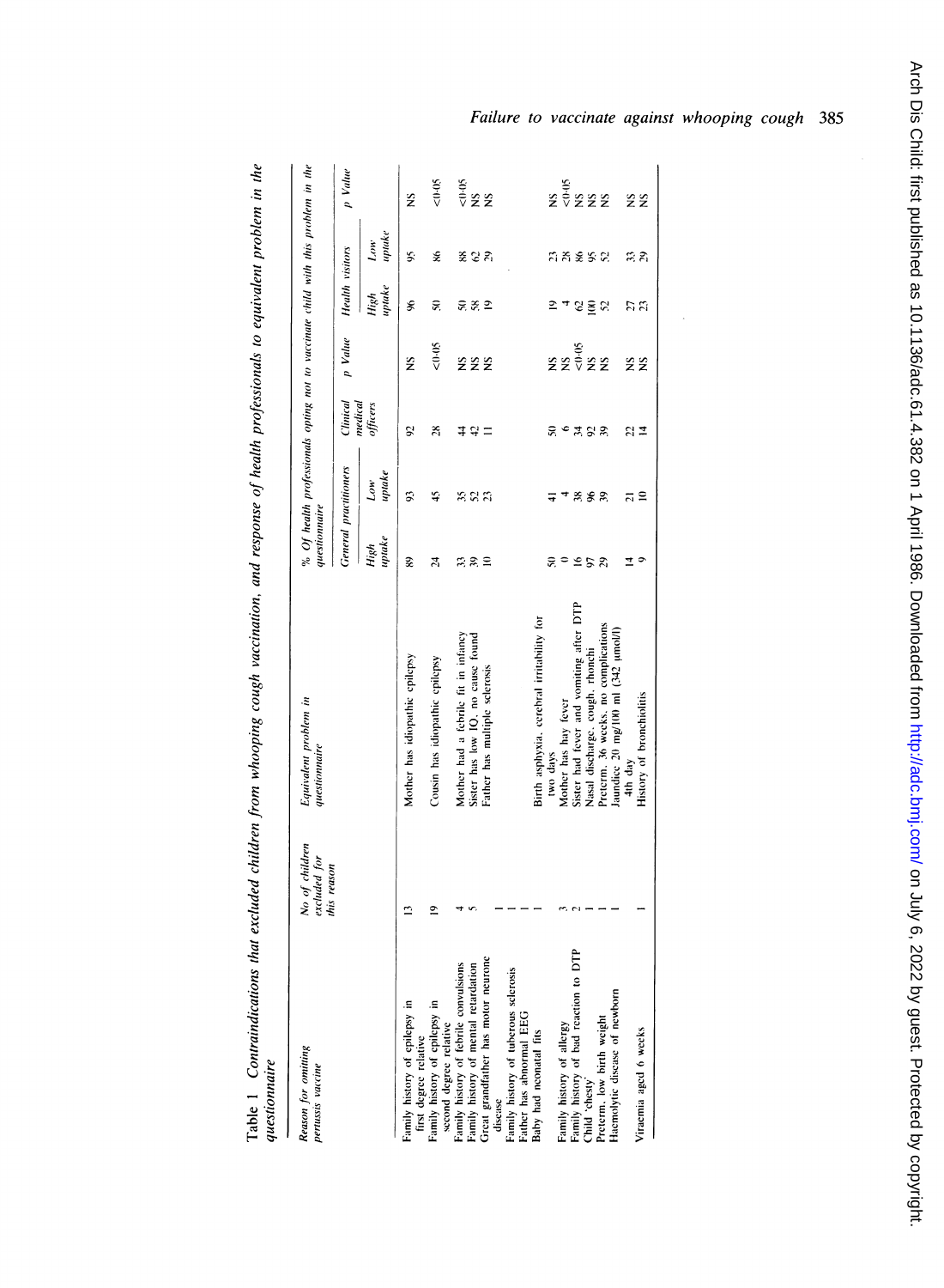Table 1 Contraindications that excluded children from whooping cough vaccination, and response of health professionals to equivalent problem in the questionnaire

| Reason for omitting pertussis vaccine | No of children excluded for this reason | Equivalent problem in questionnaire | % Of health professionals opting not to vaccinate child with this problem in the questionnaire | | | | | | | |
|---|---|---|---|---|---|---|---|---|---|---|
| | | | General practitioners | | Clinical medical officers | p Value | Health visitors | | p Value | |
| | | | High uptake | Low uptake | | | High uptake | Low uptake | | |
| Family history of epilepsy in first degree relative | 13 | Mother has idiopathic epilepsy | 89 | 93 | 92 | NS | 96 | 95 | NS | |
| Family history of epilepsy in second degree relative | 19 | Cousin has idiopathic epilepsy | 24 | 45 | 28 | <0·05 | 50 | 86 | <0·05 | |
| Family history of febrile convulsions | 4 | Mother had a febrile fit in infancy | 33 | 35 | 44 | NS | 50 | 88 | <0·05 | |
| Family history of mental retardation | 5 | Sister has low IQ, no cause found | 39 | 52 | 42 | NS | 58 | 62 | NS | |
| Great grandfather has motor neurone disease | 1 | Father has multiple sclerosis | 10 | 23 | 11 | NS | 19 | 29 | NS | |
| Family history of tuberous sclerosis | 1 | | | | | | | | | |
| Father has abnormal EEG | 1 | | | | | | | | | |
| Baby had neonatal fits | 1 | Birth asphyxia, cerebral irritability for two days | 50 | 41 | 50 | NS | 19 | 23 | NS | |
| Family history of allergy | 3 | Mother has hay fever | 0 | 4 | 6 | NS | 4 | 28 | <0·05 | |
| Family history of bad reaction to DTP | 2 | Sister had fever and vomiting after DTP | 16 | 38 | 34 | <0·05 | 62 | 86 | NS | |
| Child 'chesty' | 1 | Nasal discharge, cough, rhonchi | 97 | 96 | 92 | NS | 100 | 95 | NS | |
| Preterm, low birth weight | 1 | Preterm, 36 weeks, no complications | 29 | 39 | 39 | NS | 52 | 52 | NS | |
| Haemolytic disease of newborn | 1 | Jaundice 20 mg/100 ml (342 μmol/l) 4th day | 14 | 21 | 22 | NS | 27 | 33 | NS | |
| Viraemia aged 6 weeks | 1 | History of bronchiolitis | 9 | 10 | 14 | NS | 23 | 29 | NS | |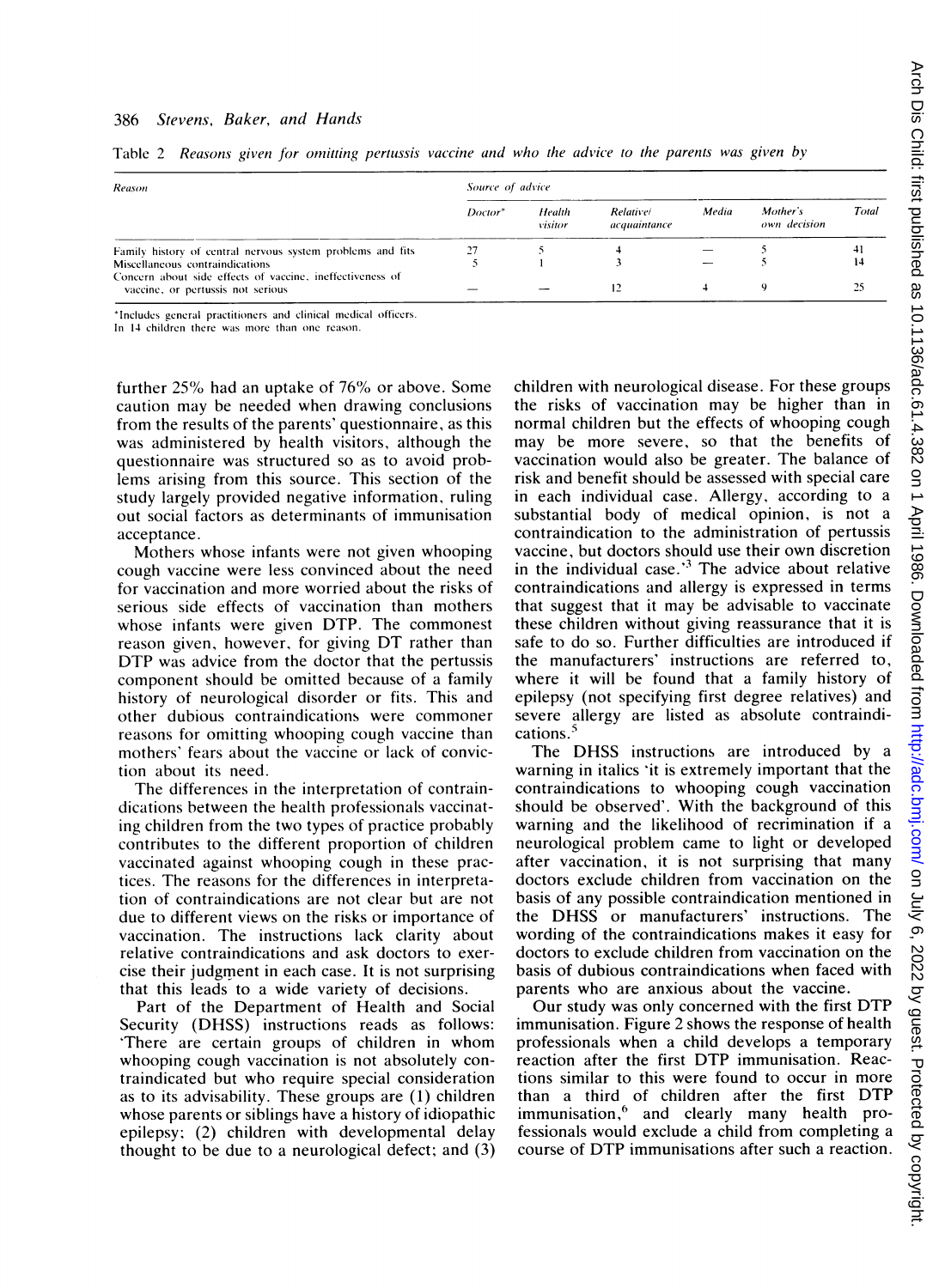Table 2 *Reasons given for omitting pertussis vaccine and who the advice to the parents was given by*

| Reason | Source of advice | | | | | |
|---|---|---|---|---|---|---|
| | Doctor* | Health visitor | Relative/acquaintance | Media | Mother's own decision | Total |
| Family history of central nervous system problems and fits | 27 | 5 | 4 | — | 5 | 41 |
| Miscellaneous contraindications | 5 | 1 | 3 | — | 5 | 14 |
| Concern about side effects of vaccine, ineffectiveness of vaccine, or pertussis not serious | — | — | 12 | 4 | 9 | 25 |

*Includes general practitioners and clinical medical officers.
In 14 children there was more than one reason.

further 25% had an uptake of 76% or above. Some caution may be needed when drawing conclusions from the results of the parents' questionnaire, as this was administered by health visitors, although the questionnaire was structured so as to avoid problems arising from this source. This section of the study largely provided negative information, ruling out social factors as determinants of immunisation acceptance.

Mothers whose infants were not given whooping cough vaccine were less convinced about the need for vaccination and more worried about the risks of serious side effects of vaccination than mothers whose infants were given DTP. The commonest reason given, however, for giving DT rather than DTP was advice from the doctor that the pertussis component should be omitted because of a family history of neurological disorder or fits. This and other dubious contraindications were commoner reasons for omitting whooping cough vaccine than mothers' fears about the vaccine or lack of conviction about its need.

The differences in the interpretation of contraindications between the health professionals vaccinating children from the two types of practice probably contributes to the different proportion of children vaccinated against whooping cough in these practices. The reasons for the differences in interpretation of contraindications are not clear but are not due to different views on the risks or importance of vaccination. The instructions lack clarity about relative contraindications and ask doctors to exercise their judgment in each case. It is not surprising that this leads to a wide variety of decisions.

Part of the Department of Health and Social Security (DHSS) instructions reads as follows: 'There are certain groups of children in whom whooping cough vaccination is not absolutely contraindicated but who require special consideration as to its advisability. These groups are (1) children whose parents or siblings have a history of idiopathic epilepsy; (2) children with developmental delay thought to be due to a neurological defect; and (3) children with neurological disease. For these groups the risks of vaccination may be higher than in normal children but the effects of whooping cough may be more severe, so that the benefits of vaccination would also be greater. The balance of risk and benefit should be assessed with special care in each individual case. Allergy, according to a substantial body of medical opinion, is not a contraindication to the administration of pertussis vaccine, but doctors should use their own discretion in the individual case.'[3] The advice about relative contraindications and allergy is expressed in terms that suggest that it may be advisable to vaccinate these children without giving reassurance that it is safe to do so. Further difficulties are introduced if the manufacturers' instructions are referred to, where it will be found that a family history of epilepsy (not specifying first degree relatives) and severe allergy are listed as absolute contraindications.[5]

The DHSS instructions are introduced by a warning in italics 'it is extremely important that the contraindications to whooping cough vaccination should be observed'. With the background of this warning and the likelihood of recrimination if a neurological problem came to light or developed after vaccination, it is not surprising that many doctors exclude children from vaccination on the basis of any possible contraindication mentioned in the DHSS or manufacturers' instructions. The wording of the contraindications makes it easy for doctors to exclude children from vaccination on the basis of dubious contraindications when faced with parents who are anxious about the vaccine.

Our study was only concerned with the first DTP immunisation. Figure 2 shows the response of health professionals when a child develops a temporary reaction after the first DTP immunisation. Reactions similar to this were found to occur in more than a third of children after the first DTP immunisation,[6] and clearly many health professionals would exclude a child from completing a course of DTP immunisations after such a reaction.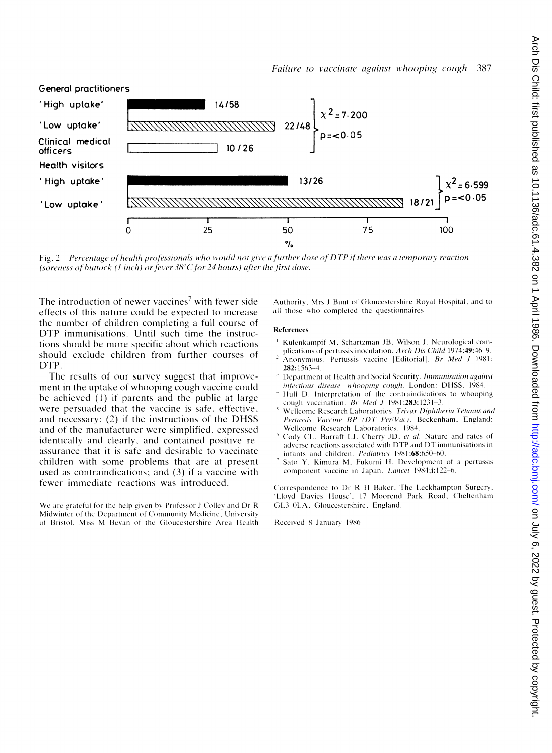General practitioners

'High uptake' 14/58

'Low uptake' 22/48

Clinical medical officers 10/26

$\chi^2 = 7.200$
$p = < 0.05$

Health visitors

'High uptake' 13/26

'Low uptake' 18/21

$\chi^2 = 6.599$
$p = < 0.05$

0 25 50 75 100

%

Fig. 2 *Percentage of health professionals who would not give a further dose of DTP if there was a temporary reaction (soreness of buttock (1 inch) or fever 38°C for 24 hours) after the first dose.*

The introduction of newer vaccines[7] with fewer side effects of this nature could be expected to increase the number of children completing a full course of DTP immunisations. Until such time the instructions should be more specific about which reactions should exclude children from further courses of DTP.

The results of our survey suggest that improvement in the uptake of whooping cough vaccine could be achieved (1) if parents and the public at large were persuaded that the vaccine is safe, effective, and necessary; (2) if the instructions of the DHSS and of the manufacturer were simplified, expressed identically and clearly, and contained positive reassurance that it is safe and desirable to vaccinate children with some problems that are at present used as contraindications; and (3) if a vaccine with fewer immediate reactions was introduced.

We are grateful for the help given by Professor J Colley and Dr R Midwinter of the Department of Community Medicine, University of Bristol, Miss M Bevan of the Gloucestershire Area Health Authority, Mrs J Bunt of Gloucestershire Royal Hospital, and to all those who completed the questionnaires.

## References

1. Kulenkampff M, Schartzman JB, Wilson J. Neurological complications of pertussis inoculation. *Arch Dis Child* 1974;**49**:46–9.
2. Anonymous. Pertussis vaccine [Editorial]. *Br Med J* 1981; **282**:1563–4.
3. Department of Health and Social Security. *Immunisation against infectious disease—whooping cough.* London: DHSS, 1984.
4. Hull D. Interpretation of the contraindications to whooping cough vaccination. *Br Med J* 1981;**283**:1231–3.
5. Wellcome Research Laboratories. *Trivax Diphtheria Tetanus and Pertussis Vaccine BP (DT Per/Vac).* Beckenham, England: Wellcome Research Laboratories, 1984.
6. Cody CL, Barraff LJ, Cherry JD, *et al.* Nature and rates of adverse reactions associated with DTP and DT immunisations in infants and children. *Pediatrics* 1981;**68**:650–60.
7. Sato Y, Kimura M, Fukumi H. Development of a pertussis component vaccine in Japan. *Lancet* 1984;**i**:122–6.

Correspondence to Dr R H Baker, The Leckhampton Surgery, 'Lloyd Davies House', 17 Moorend Park Road, Cheltenham GL3 0LA, Gloucestershire, England.

Received 8 January 1986